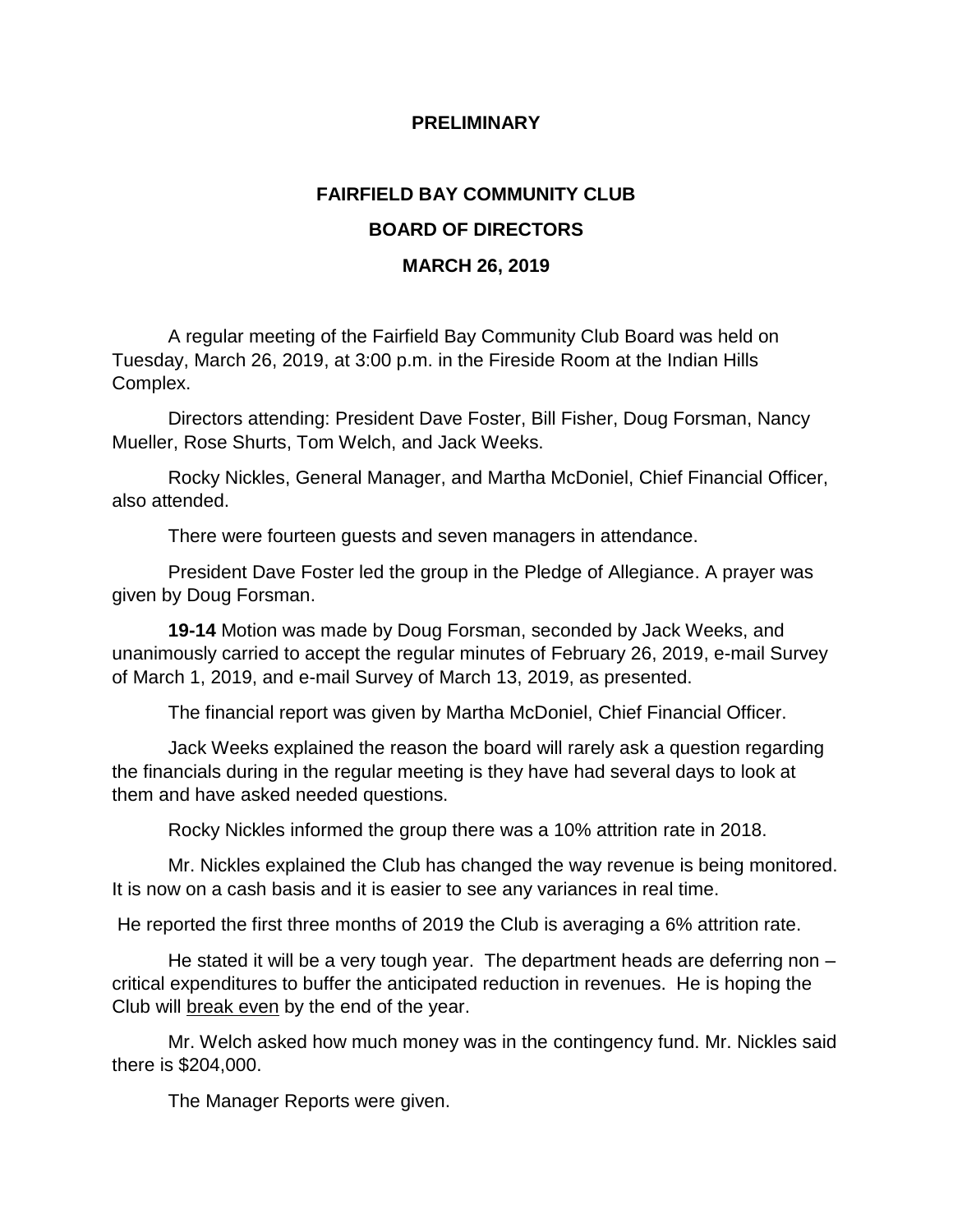**PRELIMINARY**

# FAIRFIELD BAY COMMUNITY CLUB

## BOARD OF DIRECTORS

## MARCH 26, 2019

A regular meeting of the Fairfield Bay Community Club Board was held on Tuesday, March 26, 2019, at 3:00 p.m. in the Fireside Room at the Indian Hills Complex.

Directors attending: President Dave Foster, Bill Fisher, Doug Forsman, Nancy Mueller, Rose Shurts, Tom Welch, and Jack Weeks.

Rocky Nickles, General Manager, and Martha McDoniel, Chief Financial Officer, also attended.

There were fourteen guests and seven managers in attendance.

President Dave Foster led the group in the Pledge of Allegiance. A prayer was given by Doug Forsman.

**19-14** Motion was made by Doug Forsman, seconded by Jack Weeks, and unanimously carried to accept the regular minutes of February 26, 2019, e-mail Survey of March 1, 2019, and e-mail Survey of March 13, 2019, as presented.

The financial report was given by Martha McDoniel, Chief Financial Officer.

Jack Weeks explained the reason the board will rarely ask a question regarding the financials during in the regular meeting is they have had several days to look at them and have asked needed questions.

Rocky Nickles informed the group there was a 10% attrition rate in 2018.

Mr. Nickles explained the Club has changed the way revenue is being monitored. It is now on a cash basis and it is easier to see any variances in real time.

He reported the first three months of 2019 the Club is averaging a 6% attrition rate.

He stated it will be a very tough year. The department heads are deferring non – critical expenditures to buffer the anticipated reduction in revenues. He is hoping the Club will <u>break even</u> by the end of the year.

Mr. Welch asked how much money was in the contingency fund. Mr. Nickles said there is $204,000.

The Manager Reports were given.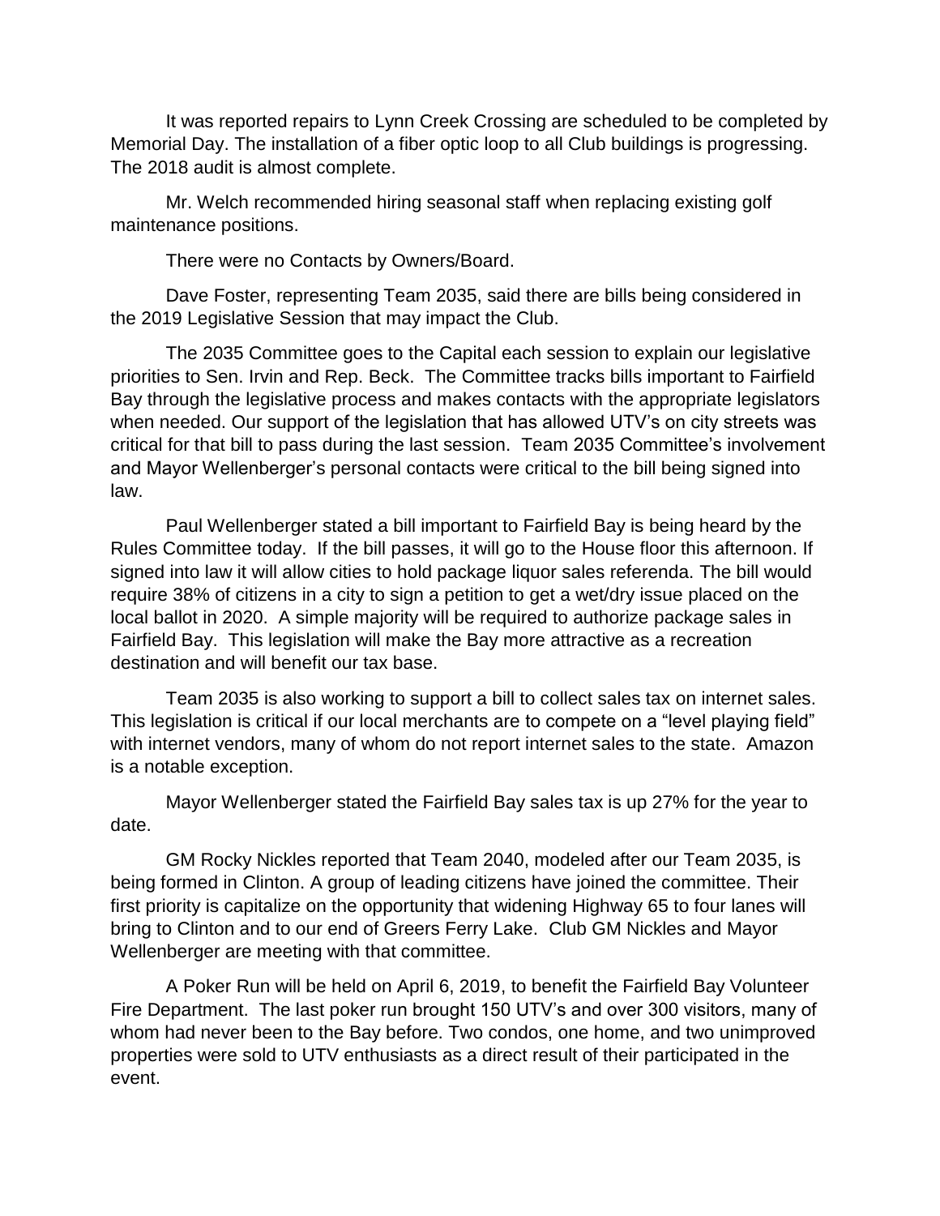It was reported repairs to Lynn Creek Crossing are scheduled to be completed by Memorial Day. The installation of a fiber optic loop to all Club buildings is progressing. The 2018 audit is almost complete.

Mr. Welch recommended hiring seasonal staff when replacing existing golf maintenance positions.

There were no Contacts by Owners/Board.

Dave Foster, representing Team 2035, said there are bills being considered in the 2019 Legislative Session that may impact the Club.

The 2035 Committee goes to the Capital each session to explain our legislative priorities to Sen. Irvin and Rep. Beck. The Committee tracks bills important to Fairfield Bay through the legislative process and makes contacts with the appropriate legislators when needed. Our support of the legislation that has allowed UTV's on city streets was critical for that bill to pass during the last session. Team 2035 Committee's involvement and Mayor Wellenberger's personal contacts were critical to the bill being signed into law.

Paul Wellenberger stated a bill important to Fairfield Bay is being heard by the Rules Committee today. If the bill passes, it will go to the House floor this afternoon. If signed into law it will allow cities to hold package liquor sales referenda. The bill would require 38% of citizens in a city to sign a petition to get a wet/dry issue placed on the local ballot in 2020. A simple majority will be required to authorize package sales in Fairfield Bay. This legislation will make the Bay more attractive as a recreation destination and will benefit our tax base.

Team 2035 is also working to support a bill to collect sales tax on internet sales. This legislation is critical if our local merchants are to compete on a "level playing field" with internet vendors, many of whom do not report internet sales to the state. Amazon is a notable exception.

Mayor Wellenberger stated the Fairfield Bay sales tax is up 27% for the year to date.

GM Rocky Nickles reported that Team 2040, modeled after our Team 2035, is being formed in Clinton. A group of leading citizens have joined the committee. Their first priority is capitalize on the opportunity that widening Highway 65 to four lanes will bring to Clinton and to our end of Greers Ferry Lake. Club GM Nickles and Mayor Wellenberger are meeting with that committee.

A Poker Run will be held on April 6, 2019, to benefit the Fairfield Bay Volunteer Fire Department. The last poker run brought 150 UTV's and over 300 visitors, many of whom had never been to the Bay before. Two condos, one home, and two unimproved properties were sold to UTV enthusiasts as a direct result of their participated in the event.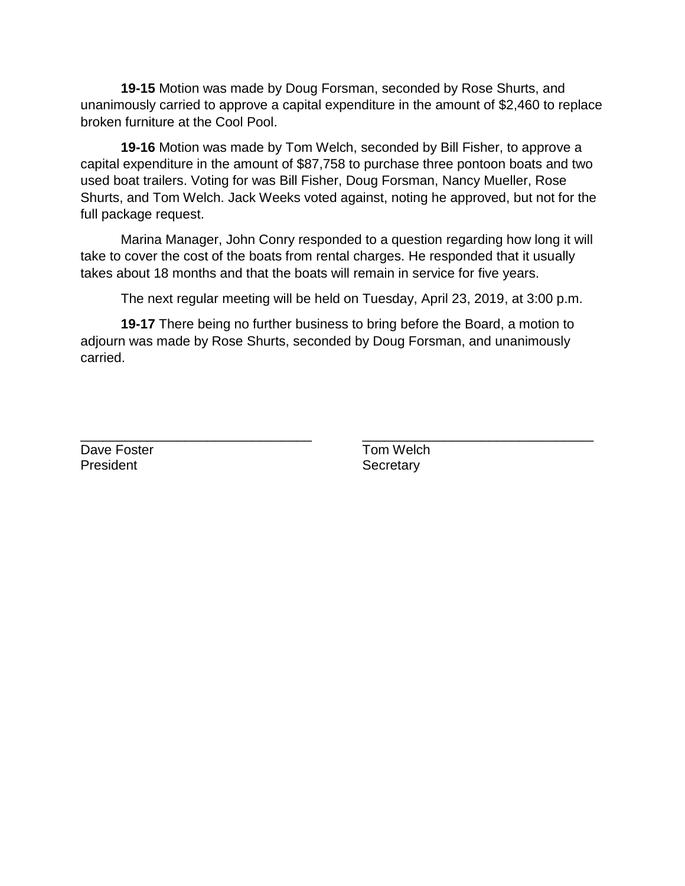**19-15** Motion was made by Doug Forsman, seconded by Rose Shurts, and unanimously carried to approve a capital expenditure in the amount of $2,460 to replace broken furniture at the Cool Pool.

**19-16** Motion was made by Tom Welch, seconded by Bill Fisher, to approve a capital expenditure in the amount of $87,758 to purchase three pontoon boats and two used boat trailers. Voting for was Bill Fisher, Doug Forsman, Nancy Mueller, Rose Shurts, and Tom Welch. Jack Weeks voted against, noting he approved, but not for the full package request.

Marina Manager, John Conry responded to a question regarding how long it will take to cover the cost of the boats from rental charges. He responded that it usually takes about 18 months and that the boats will remain in service for five years.

The next regular meeting will be held on Tuesday, April 23, 2019, at 3:00 p.m.

**19-17** There being no further business to bring before the Board, a motion to adjourn was made by Rose Shurts, seconded by Doug Forsman, and unanimously carried.

| | |
|---|---|
| _______________________________ | _______________________________ |
| Dave Foster | Tom Welch |
| President | Secretary |